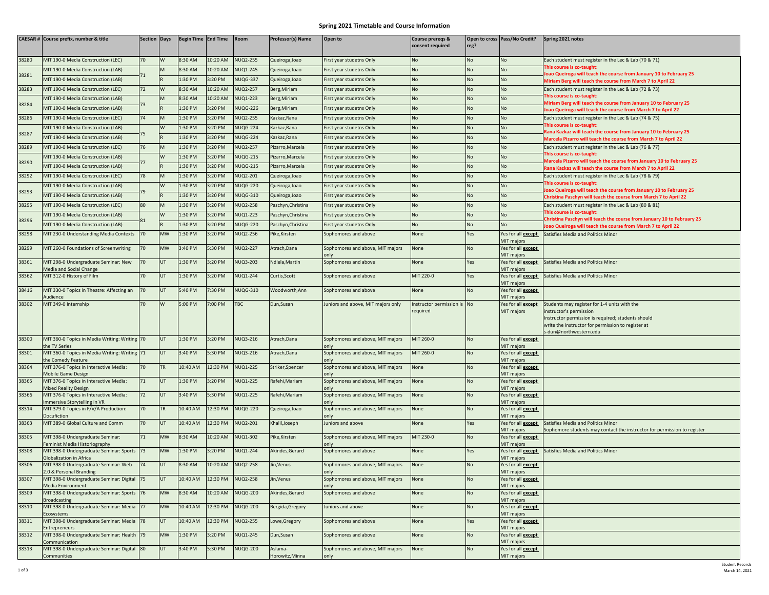# Spring 2021 Timetable and Course Information

| CAESAR # | Course prefix, number & title | Section | Days | Begin Time | End Time | Room | Professor(s) Name | Open to | Course prereqs & consent required | Open to cross reg? | Pass/No Credit? | Spring 2021 notes |
|---|---|---|---|---|---|---|---|---|---|---|---|---|
| 38280 | MIT 190-0 Media Construction (LEC) | 70 | W | 8:30 AM | 10:20 AM | NUQ2-255 | Queiroga,Joao | First year studetns Only | No | No | No | Each student must register in the Lec & Lab (70 & 71) |
| 38281 | MIT 190-0 Media Construction (LAB) | 71 | M | 8:30 AM | 10:20 AM | NUQ1-245 | Queiroga,Joao | First year studetns Only | No | No | No | **This course is co-taught: Joao Queiroga will teach the course from January 10 to February 25 Miriam Berg will teach the course from March 7 to April 22** |
| | MIT 190-0 Media Construction (LAB) | | R | 1:30 PM | 3:20 PM | NUQG-337 | Queiroga,Joao | First year studetns Only | No | No | No | |
| 38283 | MIT 190-0 Media Construction (LEC) | 72 | W | 8:30 AM | 10:20 AM | NUQ2-257 | Berg,Miriam | First year studetns Only | No | No | No | Each student must register in the Lec & Lab (72 & 73) |
| 38284 | MIT 190-0 Media Construction (LAB) | 73 | M | 8:30 AM | 10:20 AM | NUQ1-223 | Berg,Miriam | First year studetns Only | No | No | No | **This course is co-taught: Miriam Berg will teach the course from January 10 to February 25 Joao Queiroga will teach the course from March 7 to April 22** |
| | MIT 190-0 Media Construction (LAB) | | R | 1:30 PM | 3:20 PM | NUQG-226 | Berg,Miriam | First year studetns Only | No | No | No | |
| 38286 | MIT 190-0 Media Construction (LEC) | 74 | M | 1:30 PM | 3:20 PM | NUQ2-255 | Kazkaz,Rana | First year studetns Only | No | No | No | Each student must register in the Lec & Lab (74 & 75) |
| 38287 | MIT 190-0 Media Construction (LAB) | 75 | W | 1:30 PM | 3:20 PM | NUQG-224 | Kazkaz,Rana | First year studetns Only | No | No | No | **This course is co-taught: Rana Kazkaz will teach the course from January 10 to February 25 Marcela Pizarro will teach the course from March 7 to April 22** |
| | MIT 190-0 Media Construction (LAB) | | R | 1:30 PM | 3:20 PM | NUQG-224 | Kazkaz,Rana | First year studetns Only | No | No | No | |
| 38289 | MIT 190-0 Media Construction (LEC) | 76 | M | 1:30 PM | 3:20 PM | NUQ2-257 | Pizarro,Marcela | First year studetns Only | No | No | No | Each student must register in the Lec & Lab (76 & 77) |
| 38290 | MIT 190-0 Media Construction (LAB) | 77 | W | 1:30 PM | 3:20 PM | NUQG-215 | Pizarro,Marcela | First year studetns Only | No | No | No | **This course is co-taught: Marcela Pizarro will teach the course from January 10 to February 25 Rana Kazkaz will teach the course from March 7 to April 22** |
| | MIT 190-0 Media Construction (LAB) | | R | 1:30 PM | 3:20 PM | NUQG-215 | Pizarro,Marcela | First year studetns Only | No | No | No | |
| 38292 | MIT 190-0 Media Construction (LEC) | 78 | M | 1:30 PM | 3:20 PM | NUQ2-201 | Queiroga,Joao | First year studetns Only | No | No | No | Each student must register in the Lec & Lab (78 & 79) |
| 38293 | MIT 190-0 Media Construction (LAB) | 79 | W | 1:30 PM | 3:20 PM | NUQG-220 | Queiroga,Joao | First year studetns Only | No | No | No | **This course is co-taught: Joao Queiroga will teach the course from January 10 to February 25 Christina Paschyn will teach the course from March 7 to April 22** |
| | MIT 190-0 Media Construction (LAB) | | R | 1:30 PM | 3:20 PM | NUQG-310 | Queiroga,Joao | First year studetns Only | No | No | No | |
| 38295 | MIT 190-0 Media Construction (LEC) | 80 | M | 1:30 PM | 3:20 PM | NUQ2-258 | Paschyn,Christina | First year studetns Only | No | No | No | Each student must register in the Lec & Lab (80 & 81) |
| 38296 | MIT 190-0 Media Construction (LAB) | 81 | W | 1:30 PM | 3:20 PM | NUQ1-223 | Paschyn,Christina | First year studetns Only | No | No | No | **This course is co-taught: Christina Paschyn will teach the course from January 10 to February 25 Joao Queiroga will teach the course from March 7 to April 22** |
| | MIT 190-0 Media Construction (LAB) | | R | 1:30 PM | 3:20 PM | NUQG-220 | Paschyn,Christina | First year studetns Only | No | No | No | |
| 38298 | MIT 230-0 Understanding Media Contexts | 70 | MW | 1:30 PM | 3:20 PM | NUQ2-256 | Pike,Kirsten | Sophomores and above | None | Yes | Yes for all **except** MIT majors | Satisfies Media and Politics Minor |
| 38299 | MIT 260-0 Foundations of Screenwriting | 70 | MW | 3:40 PM | 5:30 PM | NUQ2-227 | Atrach,Dana | Sophomores and above, MIT majors only | None | No | Yes for all **except** MIT majors | |
| 38361 | MIT 298-0 Undergraduate Seminar: New Media and Social Change | 70 | UT | 1:30 PM | 3:20 PM | NUQ3-203 | Ndlela,Martin | Sophomores and above | None | Yes | Yes for all **except** MIT majors | Satisfies Media and Politics Minor |
| 38362 | MIT 312-0 History of Film | 70 | UT | 1:30 PM | 3:20 PM | NUQ1-244 | Curtis,Scott | Sophomores and above | MIT 220-0 | Yes | Yes for all **except** MIT majors | Satisfies Media and Politics Minor |
| 38416 | MIT 330-0 Topics in Theatre: Affecting an Audience | 70 | UT | 5:40 PM | 7:30 PM | NUQG-310 | Woodworth,Ann | Sophomores and above | None | No | Yes for all **except** MIT majors | |
| 38302 | MIT 349-0 Internship | 70 | W | 5:00 PM | 7:00 PM | TBC | Dun,Susan | Juniors and above, MIT majors only | Instructor permission is required | No | Yes for all **except** MIT majors | Students may register for 1-4 units with the instructor's permission Instructor permission is required; students should write the instructor for permission to register at s-dun@northwestern.edu |
| 38300 | MIT 360-0 Topics in Media Writing: Writing the TV Series | 70 | UT | 1:30 PM | 3:20 PM | NUQ3-216 | Atrach,Dana | Sophomores and above, MIT majors only | MIT 260-0 | No | Yes for all **except** MIT majors | |
| 38301 | MIT 360-0 Topics in Media Writing: Writing the Comedy Feature | 71 | UT | 3:40 PM | 5:30 PM | NUQ3-216 | Atrach,Dana | Sophomores and above, MIT majors only | MIT 260-0 | No | Yes for all **except** MIT majors | |
| 38364 | MIT 376-0 Topics in Interactive Media: Mobile Game Design | 70 | TR | 10:40 AM | 12:30 PM | NUQ1-225 | Striker,Spencer | Sophomores and above, MIT majors only | None | No | Yes for all **except** MIT majors | |
| 38365 | MIT 376-0 Topics in Interactive Media: Mixed Reality Design | 71 | UT | 1:30 PM | 3:20 PM | NUQ1-225 | Rafehi,Mariam | Sophomores and above, MIT majors only | None | No | Yes for all **except** MIT majors | |
| 38366 | MIT 376-0 Topics in Interactive Media: Immersive Storytelling in VR | 72 | UT | 3:40 PM | 5:30 PM | NUQ1-225 | Rafehi,Mariam | Sophomores and above, MIT majors only | None | No | Yes for all **except** MIT majors | |
| 38314 | MIT 379-0 Topics in F/V/A Production: Docufiction | 70 | TR | 10:40 AM | 12:30 PM | NUQG-220 | Queiroga,Joao | Sophomores and above, MIT majors only | None | No | Yes for all **except** MIT majors | |
| 38363 | MIT 389-0 Global Culture and Comm | 70 | UT | 10:40 AM | 12:30 PM | NUQ2-201 | Khalil,Joseph | Juniors and above | None | Yes | Yes for all **except** MIT majors | Satisfies Media and Politics Minor Sophomore students may contact the instructor for permission to register |
| 38305 | MIT 398-0 Undergraduate Seminar: Feminist Media Historiography | 71 | MW | 8:30 AM | 10:20 AM | NUQ1-302 | Pike,Kirsten | Sophomores and above, MIT majors only | MIT 230-0 | No | Yes for all **except** MIT majors | |
| 38308 | MIT 398-0 Undergraduate Seminar: Sports Globalization in Africa | 73 | MW | 1:30 PM | 3:20 PM | NUQ1-244 | Akindes,Gerard | Sophomores and above | None | Yes | Yes for all **except** MIT majors | Satisfies Media and Politics Minor |
| 38306 | MIT 398-0 Undergraduate Seminar: Web 2.0 & Personal Branding | 74 | UT | 8:30 AM | 10:20 AM | NUQ2-258 | Jin,Venus | Sophomores and above, MIT majors only | None | No | Yes for all **except** MIT majors | |
| 38307 | MIT 398-0 Undergraduate Seminar: Digital Media Environment | 75 | UT | 10:40 AM | 12:30 PM | NUQ2-258 | Jin,Venus | Sophomores and above, MIT majors only | None | No | Yes for all **except** MIT majors | |
| 38309 | MIT 398-0 Undergraduate Seminar: Sports Broadcasting | 76 | MW | 8:30 AM | 10:20 AM | NUQG-200 | Akindes,Gerard | Sophomores and above | None | No | Yes for all **except** MIT majors | |
| 38310 | MIT 398-0 Undergraduate Seminar: Media Ecosystems | 77 | MW | 10:40 AM | 12:30 PM | NUQG-200 | Bergida,Gregory | Juniors and above | None | No | Yes for all **except** MIT majors | |
| 38311 | MIT 398-0 Undergraduate Seminar: Media Entrepreneurs | 78 | UT | 10:40 AM | 12:30 PM | NUQ2-255 | Lowe,Gregory | Sophomores and above | None | Yes | Yes for all **except** MIT majors | |
| 38312 | MIT 398-0 Undergraduate Seminar: Health Communication | 79 | MW | 1:30 PM | 3:20 PM | NUQ1-245 | Dun,Susan | Sophomores and above | None | No | Yes for all **except** MIT majors | |
| 38313 | MIT 398-0 Undergraduate Seminar: Digital Communities | 80 | UT | 3:40 PM | 5:30 PM | NUQG-200 | Aslama-Horowitz,Minna | Sophomores and above, MIT majors only | None | No | Yes for all **except** MIT majors | |

Student Records
March 14, 2021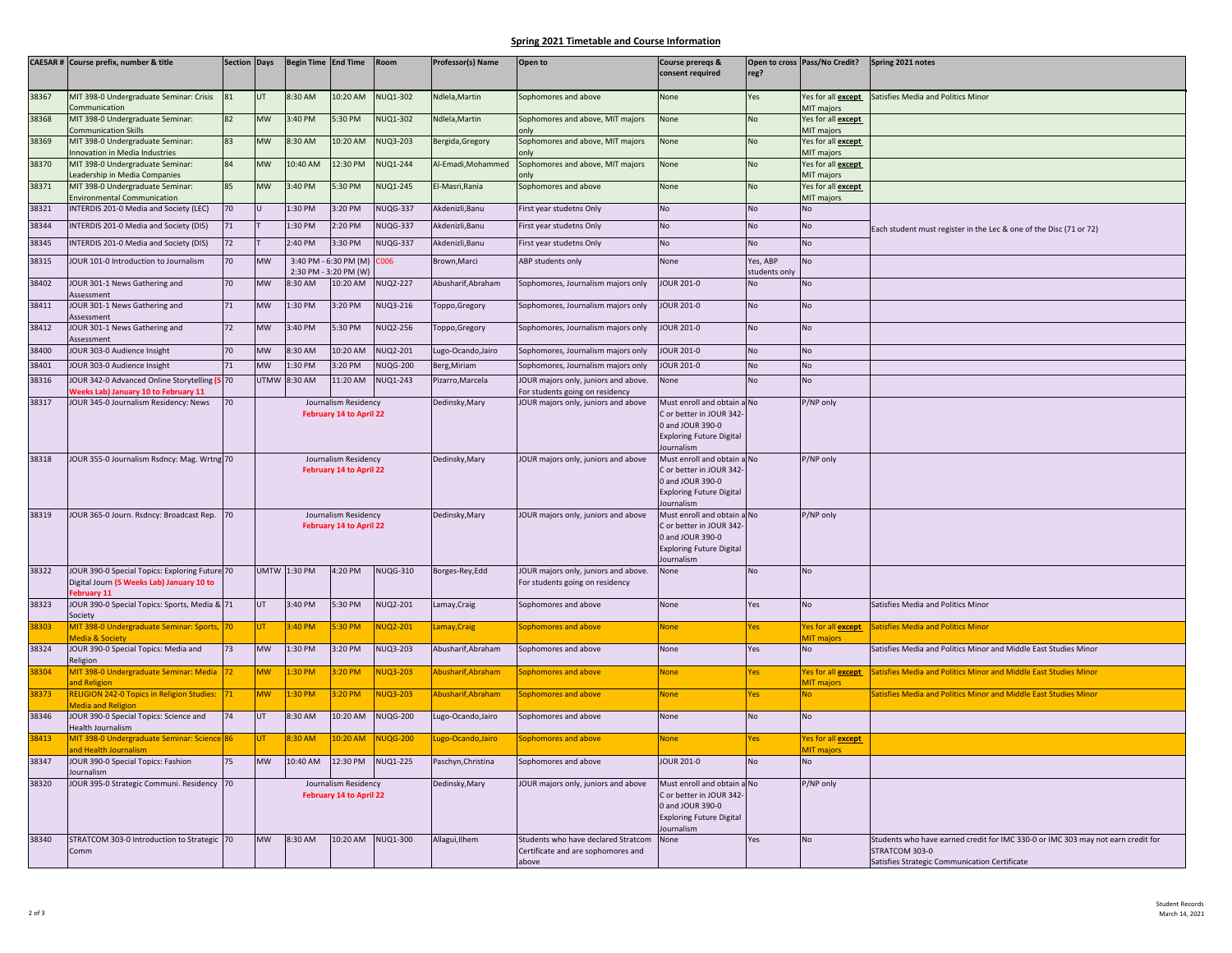## Spring 2021 Timetable and Course Information

| CAESAR # | Course prefix, number & title | Section | Days | Begin Time | End Time | Room | Professor(s) Name | Open to | Course prereqs & consent required | Open to cross reg? | Pass/No Credit? | Spring 2021 notes |
|---|---|---|---|---|---|---|---|---|---|---|---|---|
| 38367 | MIT 398-0 Undergraduate Seminar: Crisis Communication | 81 | UT | 8:30 AM | 10:20 AM | NUQ1-302 | Ndlela,Martin | Sophomores and above | None | Yes | Yes for all **except** MIT majors | Satisfies Media and Politics Minor |
| 38368 | MIT 398-0 Undergraduate Seminar: Communication Skills | 82 | MW | 3:40 PM | 5:30 PM | NUQ1-302 | Ndlela,Martin | Sophomores and above, MIT majors only | None | No | Yes for all **except** MIT majors | |
| 38369 | MIT 398-0 Undergraduate Seminar: Innovation in Media Industries | 83 | MW | 8:30 AM | 10:20 AM | NUQ3-203 | Bergida,Gregory | Sophomores and above, MIT majors only | None | No | Yes for all **except** MIT majors | |
| 38370 | MIT 398-0 Undergraduate Seminar: Leadership in Media Companies | 84 | MW | 10:40 AM | 12:30 PM | NUQ1-244 | Al-Emadi,Mohammed | Sophomores and above, MIT majors only | None | No | Yes for all **except** MIT majors | |
| 38371 | MIT 398-0 Undergraduate Seminar: Environmental Communication | 85 | MW | 3:40 PM | 5:30 PM | NUQ1-245 | El-Masri,Rania | Sophomores and above | None | No | Yes for all **except** MIT majors | |
| 38321 | INTERDIS 201-0 Media and Society (LEC) | 70 | U | 1:30 PM | 3:20 PM | NUQG-337 | Akdenizli,Banu | First year studetns Only | No | No | No | Each student must register in the Lec & one of the Disc (71 or 72) |
| 38344 | INTERDIS 201-0 Media and Society (DIS) | 71 | T | 1:30 PM | 2:20 PM | NUQG-337 | Akdenizli,Banu | First year studetns Only | No | No | No | |
| 38345 | INTERDIS 201-0 Media and Society (DIS) | 72 | T | 2:40 PM | 3:30 PM | NUQG-337 | Akdenizli,Banu | First year studetns Only | No | No | No | |
| 38315 | JOUR 101-0 Introduction to Journalism | 70 | MW | 3:40 PM - 6:30 PM (M) 2:30 PM - 3:20 PM (W) | | C006 | Brown,Marci | ABP students only | None | Yes, ABP students only | No | |
| 38402 | JOUR 301-1 News Gathering and Assessment | 70 | MW | 8:30 AM | 10:20 AM | NUQ2-227 | Abusharif,Abraham | Sophomores, Journalism majors only | JOUR 201-0 | No | No | |
| 38411 | JOUR 301-1 News Gathering and Assessment | 71 | MW | 1:30 PM | 3:20 PM | NUQ3-216 | Toppo,Gregory | Sophomores, Journalism majors only | JOUR 201-0 | No | No | |
| 38412 | JOUR 301-1 News Gathering and Assessment | 72 | MW | 3:40 PM | 5:30 PM | NUQ2-256 | Toppo,Gregory | Sophomores, Journalism majors only | JOUR 201-0 | No | No | |
| 38400 | JOUR 303-0 Audience Insight | 70 | MW | 8:30 AM | 10:20 AM | NUQ2-201 | Lugo-Ocando,Jairo | Sophomores, Journalism majors only | JOUR 201-0 | No | No | |
| 38401 | JOUR 303-0 Audience Insight | 71 | MW | 1:30 PM | 3:20 PM | NUQG-200 | Berg,Miriam | Sophomores, Journalism majors only | JOUR 201-0 | No | No | |
| 38316 | JOUR 342-0 Advanced Online Storytelling (5 Weeks Lab) January 10 to February 11 | 70 | UTMW | 8:30 AM | 11:20 AM | NUQ1-243 | Pizarro,Marcela | JOUR majors only, juniors and above. For students going on residency | None | No | No | |
| 38317 | JOUR 345-0 Journalism Residency: News | 70 | Journalism Residency February 14 to April 22 | | | | Dedinsky,Mary | JOUR majors only, juniors and above | Must enroll and obtain a C or better in JOUR 342-0 and JOUR 390-0 Exploring Future Digital Journalism | No | P/NP only | |
| 38318 | JOUR 355-0 Journalism Rsdncy: Mag. Wrtng | 70 | Journalism Residency February 14 to April 22 | | | | Dedinsky,Mary | JOUR majors only, juniors and above | Must enroll and obtain a C or better in JOUR 342-0 and JOUR 390-0 Exploring Future Digital Journalism | No | P/NP only | |
| 38319 | JOUR 365-0 Journ. Rsdncy: Broadcast Rep. | 70 | Journalism Residency February 14 to April 22 | | | | Dedinsky,Mary | JOUR majors only, juniors and above | Must enroll and obtain a C or better in JOUR 342-0 and JOUR 390-0 Exploring Future Digital Journalism | No | P/NP only | |
| 38322 | JOUR 390-0 Special Topics: Exploring Future Digital Journ (5 Weeks Lab) January 10 to February 11 | 70 | UMTW | 1:30 PM | 4:20 PM | NUQG-310 | Borges-Rey,Edd | JOUR majors only, juniors and above. For students going on residency | None | No | No | |
| 38323 | JOUR 390-0 Special Topics: Sports, Media & Society | 71 | UT | 3:40 PM | 5:30 PM | NUQ2-201 | Lamay,Craig | Sophomores and above | None | Yes | No | Satisfies Media and Politics Minor |
| 38303 | MIT 398-0 Undergraduate Seminar: Sports, Media & Society | 70 | UT | 3:40 PM | 5:30 PM | NUQ2-201 | Lamay,Craig | Sophomores and above | None | Yes | Yes for all **except** MIT majors | Satisfies Media and Politics Minor |
| 38324 | JOUR 390-0 Special Topics: Media and Religion | 73 | MW | 1:30 PM | 3:20 PM | NUQ3-203 | Abusharif,Abraham | Sophomores and above | None | Yes | No | Satisfies Media and Politics Minor and Middle East Studies Minor |
| 38304 | MIT 398-0 Undergraduate Seminar: Media and Religion | 72 | MW | 1:30 PM | 3:20 PM | NUQ3-203 | Abusharif,Abraham | Sophomores and above | None | Yes | Yes for all **except** MIT majors | Satisfies Media and Politics Minor and Middle East Studies Minor |
| 38373 | RELIGION 242-0 Topics in Religion Studies: Media and Religion | 71 | MW | 1:30 PM | 3:20 PM | NUQ3-203 | Abusharif,Abraham | Sophomores and above | None | Yes | No | Satisfies Media and Politics Minor and Middle East Studies Minor |
| 38346 | JOUR 390-0 Special Topics: Science and Health Journalism | 74 | UT | 8:30 AM | 10:20 AM | NUQG-200 | Lugo-Ocando,Jairo | Sophomores and above | None | No | No | |
| 38413 | MIT 398-0 Undergraduate Seminar: Science and Health Journalism | 86 | UT | 8:30 AM | 10:20 AM | NUQG-200 | Lugo-Ocando,Jairo | Sophomores and above | None | Yes | Yes for all **except** MIT majors | |
| 38347 | JOUR 390-0 Special Topics: Fashion Journalism | 75 | MW | 10:40 AM | 12:30 PM | NUQ1-225 | Paschyn,Christina | Sophomores and above | JOUR 201-0 | No | No | |
| 38320 | JOUR 395-0 Strategic Communi. Residency | 70 | Journalism Residency February 14 to April 22 | | | | Dedinsky,Mary | JOUR majors only, juniors and above | Must enroll and obtain a C or better in JOUR 342-0 and JOUR 390-0 Exploring Future Digital Journalism | No | P/NP only | |
| 38340 | STRATCOM 303-0 Introduction to Strategic Comm | 70 | MW | 8:30 AM | 10:20 AM | NUQ1-300 | Allagui,Ilhem | Students who have declared Stratcom Certificate and are sophomores and above | None | Yes | No | Students who have earned credit for IMC 330-0 or IMC 303 may not earn credit for STRATCOM 303-0 Satisfies Strategic Communication Certificate |

Student Records
March 14, 2021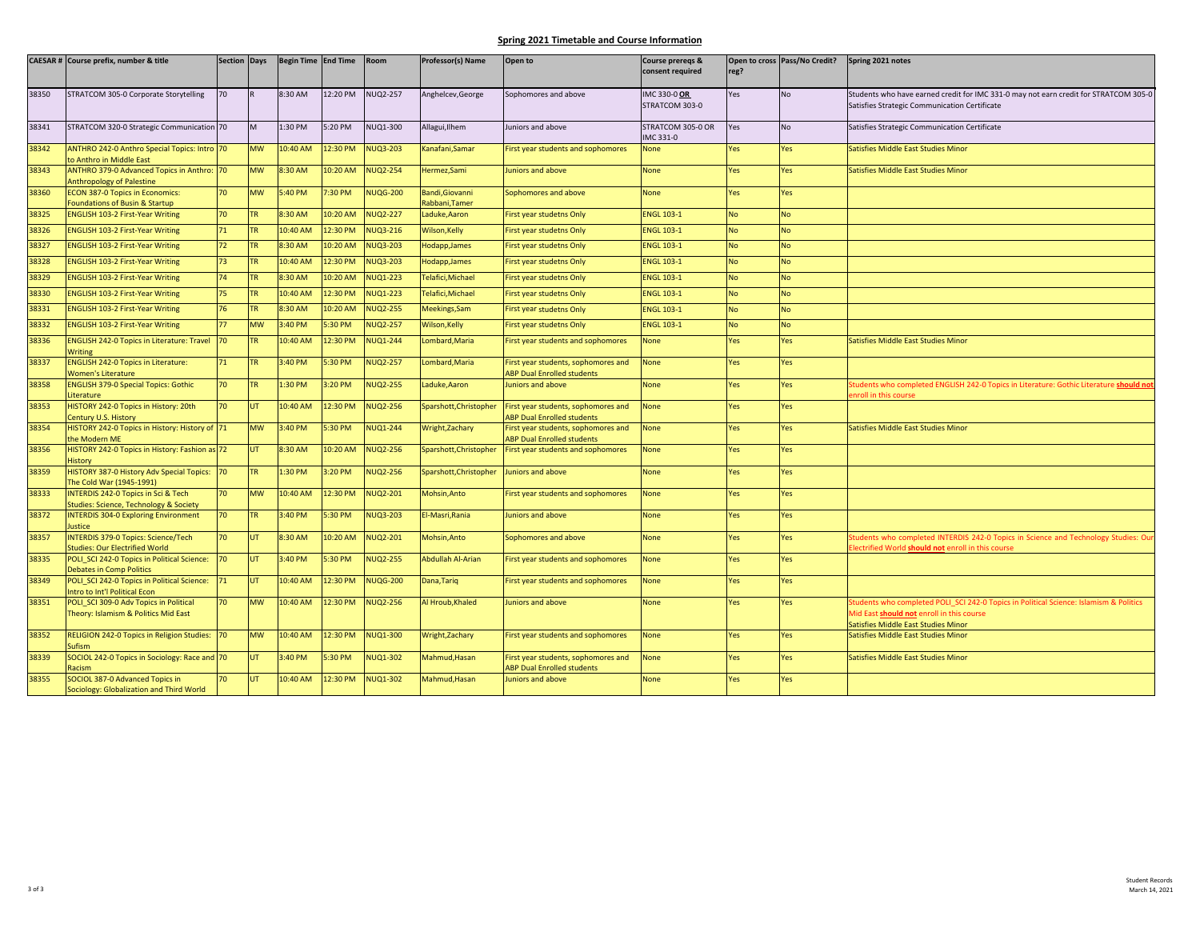## Spring 2021 Timetable and Course Information

| CAESAR # | Course prefix, number & title | Section | Days | Begin Time | End Time | Room | Professor(s) Name | Open to | Course prereqs & consent required | Open to cross reg? | Pass/No Credit? | Spring 2021 notes |
|---|---|---|---|---|---|---|---|---|---|---|---|---|
| 38350 | STRATCOM 305-0 Corporate Storytelling | 70 | R | 8:30 AM | 12:20 PM | NUQ2-257 | Anghelcev,George | Sophomores and above | IMC 330-0 **OR** STRATCOM 303-0 | Yes | No | Students who have earned credit for IMC 331-0 may not earn credit for STRATCOM 305-0 Satisfies Strategic Communication Certificate |
| 38341 | STRATCOM 320-0 Strategic Communication | 70 | M | 1:30 PM | 5:20 PM | NUQ1-300 | Allagui,Ilhem | Juniors and above | STRATCOM 305-0 OR IMC 331-0 | Yes | No | Satisfies Strategic Communication Certificate |
| 38342 | ANTHRO 242-0 Anthro Special Topics: Intro to Anthro in Middle East | 70 | MW | 10:40 AM | 12:30 PM | NUQ3-203 | Kanafani,Samar | First year students and sophomores | None | Yes | Yes | Satisfies Middle East Studies Minor |
| 38343 | ANTHRO 379-0 Advanced Topics in Anthro: Anthropology of Palestine | 70 | MW | 8:30 AM | 10:20 AM | NUQ2-254 | Hermez,Sami | Juniors and above | None | Yes | Yes | Satisfies Middle East Studies Minor |
| 38360 | ECON 387-0 Topics in Economics: Foundations of Busin & Startup | 70 | MW | 5:40 PM | 7:30 PM | NUQG-200 | Bandi,Giovanni Rabbani,Tamer | Sophomores and above | None | Yes | Yes | |
| 38325 | ENGLISH 103-2 First-Year Writing | 70 | TR | 8:30 AM | 10:20 AM | NUQ2-227 | Laduke,Aaron | First year studetns Only | ENGL 103-1 | No | No | |
| 38326 | ENGLISH 103-2 First-Year Writing | 71 | TR | 10:40 AM | 12:30 PM | NUQ3-216 | Wilson,Kelly | First year studetns Only | ENGL 103-1 | No | No | |
| 38327 | ENGLISH 103-2 First-Year Writing | 72 | TR | 8:30 AM | 10:20 AM | NUQ3-203 | Hodapp,James | First year studetns Only | ENGL 103-1 | No | No | |
| 38328 | ENGLISH 103-2 First-Year Writing | 73 | TR | 10:40 AM | 12:30 PM | NUQ3-203 | Hodapp,James | First year studetns Only | ENGL 103-1 | No | No | |
| 38329 | ENGLISH 103-2 First-Year Writing | 74 | TR | 8:30 AM | 10:20 AM | NUQ1-223 | Telafici,Michael | First year studetns Only | ENGL 103-1 | No | No | |
| 38330 | ENGLISH 103-2 First-Year Writing | 75 | TR | 10:40 AM | 12:30 PM | NUQ1-223 | Telafici,Michael | First year studetns Only | ENGL 103-1 | No | No | |
| 38331 | ENGLISH 103-2 First-Year Writing | 76 | TR | 8:30 AM | 10:20 AM | NUQ2-255 | Meekings,Sam | First year studetns Only | ENGL 103-1 | No | No | |
| 38332 | ENGLISH 103-2 First-Year Writing | 77 | MW | 3:40 PM | 5:30 PM | NUQ2-257 | Wilson,Kelly | First year studetns Only | ENGL 103-1 | No | No | |
| 38336 | ENGLISH 242-0 Topics in Literature: Travel Writing | 70 | TR | 10:40 AM | 12:30 PM | NUQ1-244 | Lombard,Maria | First year students and sophomores | None | Yes | Yes | Satisfies Middle East Studies Minor |
| 38337 | ENGLISH 242-0 Topics in Literature: Women's Literature | 71 | TR | 3:40 PM | 5:30 PM | NUQ2-257 | Lombard,Maria | First year students, sophomores and ABP Dual Enrolled students | None | Yes | Yes | |
| 38358 | ENGLISH 379-0 Special Topics: Gothic Literature | 70 | TR | 1:30 PM | 3:20 PM | NUQ2-255 | Laduke,Aaron | Juniors and above | None | Yes | Yes | Students who completed ENGLISH 242-0 Topics in Literature: Gothic Literature **should not** enroll in this course |
| 38353 | HISTORY 242-0 Topics in History: 20th Century U.S. History | 70 | UT | 10:40 AM | 12:30 PM | NUQ2-256 | Sparshott,Christopher | First year students, sophomores and ABP Dual Enrolled students | None | Yes | Yes | |
| 38354 | HISTORY 242-0 Topics in History: History of the Modern ME | 71 | MW | 3:40 PM | 5:30 PM | NUQ1-244 | Wright,Zachary | First year students, sophomores and ABP Dual Enrolled students | None | Yes | Yes | Satisfies Middle East Studies Minor |
| 38356 | HISTORY 242-0 Topics in History: Fashion as History | 72 | UT | 8:30 AM | 10:20 AM | NUQ2-256 | Sparshott,Christopher | First year students and sophomores | None | Yes | Yes | |
| 38359 | HISTORY 387-0 History Adv Special Topics: The Cold War (1945-1991) | 70 | TR | 1:30 PM | 3:20 PM | NUQ2-256 | Sparshott,Christopher | Juniors and above | None | Yes | Yes | |
| 38333 | INTERDIS 242-0 Topics in Sci & Tech Studies: Science, Technology & Society | 70 | MW | 10:40 AM | 12:30 PM | NUQ2-201 | Mohsin,Anto | First year students and sophomores | None | Yes | Yes | |
| 38372 | INTERDIS 304-0 Exploring Environment Justice | 70 | TR | 3:40 PM | 5:30 PM | NUQ3-203 | El-Masri,Rania | Juniors and above | None | Yes | Yes | |
| 38357 | INTERDIS 379-0 Topics: Science/Tech Studies: Our Electrified World | 70 | UT | 8:30 AM | 10:20 AM | NUQ2-201 | Mohsin,Anto | Sophomores and above | None | Yes | Yes | Students who completed INTERDIS 242-0 Topics in Science and Technology Studies: Our Electrified World **should not** enroll in this course |
| 38335 | POLI_SCI 242-0 Topics in Political Science: Debates in Comp Politics | 70 | UT | 3:40 PM | 5:30 PM | NUQ2-255 | Abdullah Al-Arian | First year students and sophomores | None | Yes | Yes | |
| 38349 | POLI_SCI 242-0 Topics in Political Science: Intro to Int'l Political Econ | 71 | UT | 10:40 AM | 12:30 PM | NUQG-200 | Dana,Tariq | First year students and sophomores | None | Yes | Yes | |
| 38351 | POLI_SCI 309-0 Adv Topics in Political Theory: Islamism & Politics Mid East | 70 | MW | 10:40 AM | 12:30 PM | NUQ2-256 | Al Hroub,Khaled | Juniors and above | None | Yes | Yes | Students who completed POLI_SCI 242-0 Topics in Political Science: Islamism & Politics Mid East **should not** enroll in this course Satisfies Middle East Studies Minor |
| 38352 | RELIGION 242-0 Topics in Religion Studies: Sufism | 70 | MW | 10:40 AM | 12:30 PM | NUQ1-300 | Wright,Zachary | First year students and sophomores | None | Yes | Yes | Satisfies Middle East Studies Minor |
| 38339 | SOCIOL 242-0 Topics in Sociology: Race and Racism | 70 | UT | 3:40 PM | 5:30 PM | NUQ1-302 | Mahmud,Hasan | First year students, sophomores and ABP Dual Enrolled students | None | Yes | Yes | Satisfies Middle East Studies Minor |
| 38355 | SOCIOL 387-0 Advanced Topics in Sociology: Globalization and Third World | 70 | UT | 10:40 AM | 12:30 PM | NUQ1-302 | Mahmud,Hasan | Juniors and above | None | Yes | Yes | |

Student Records
March 14, 2021